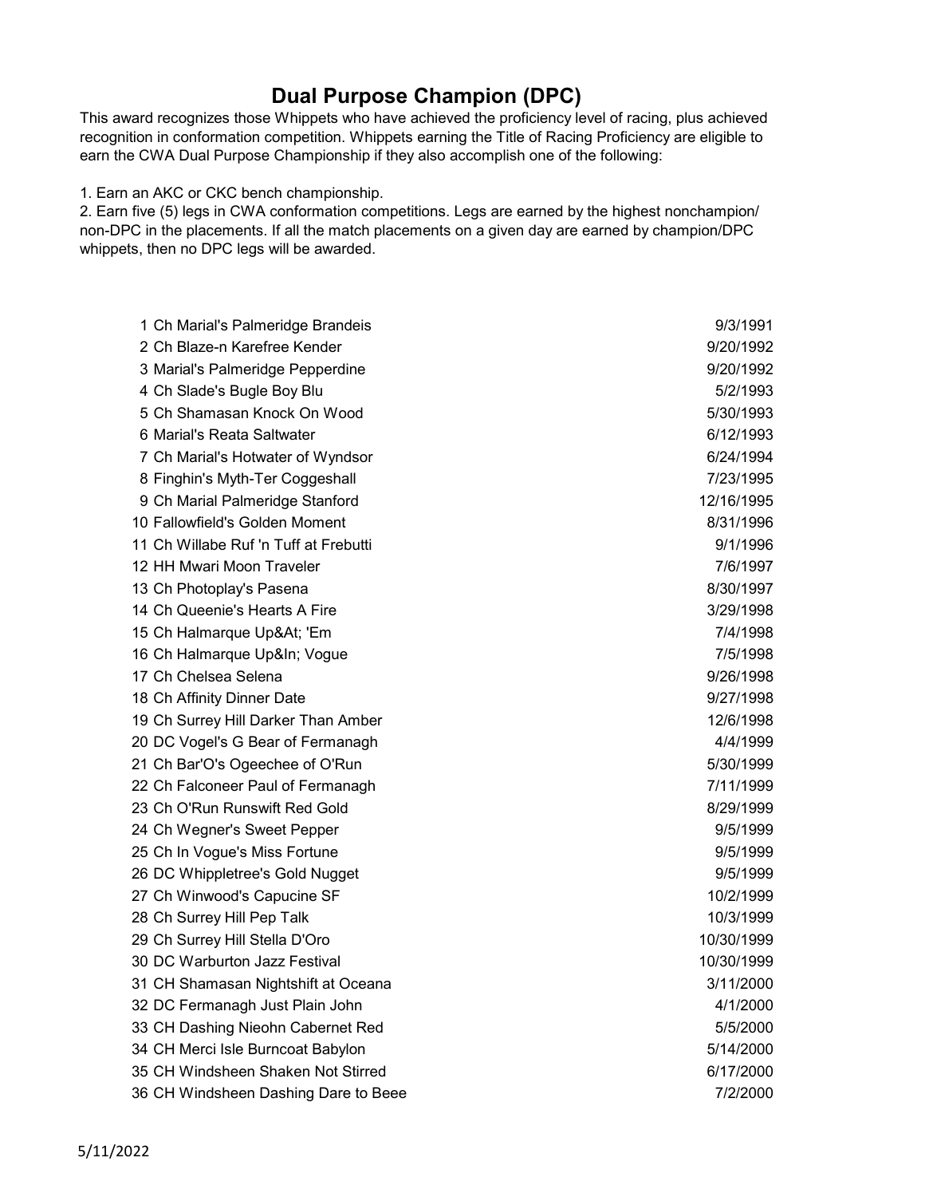# Dual Purpose Champion (DPC)

This award recognizes those Whippets who have achieved the proficiency level of racing, plus achieved recognition in conformation competition. Whippets earning the Title of Racing Proficiency are eligible to earn the CWA Dual Purpose Championship if they also accomplish one of the following:

1. Earn an AKC or CKC bench championship.
2. Earn five (5) legs in CWA conformation competitions. Legs are earned by the highest nonchampion/ non-DPC in the placements. If all the match placements on a given day are earned by champion/DPC whippets, then no DPC legs will be awarded.

| # | Name | Date |
|---|---|---|
| 1 | Ch Marial's Palmeridge Brandeis | 9/3/1991 |
| 2 | Ch Blaze-n Karefree Kender | 9/20/1992 |
| 3 | Marial's Palmeridge Pepperdine | 9/20/1992 |
| 4 | Ch Slade's Bugle Boy Blu | 5/2/1993 |
| 5 | Ch Shamasan Knock On Wood | 5/30/1993 |
| 6 | Marial's Reata Saltwater | 6/12/1993 |
| 7 | Ch Marial's Hotwater of Wyndsor | 6/24/1994 |
| 8 | Finghin's Myth-Ter Coggeshall | 7/23/1995 |
| 9 | Ch Marial Palmeridge Stanford | 12/16/1995 |
| 10 | Fallowfield's Golden Moment | 8/31/1996 |
| 11 | Ch Willabe Ruf 'n Tuff at Frebutti | 9/1/1996 |
| 12 | HH Mwari Moon Traveler | 7/6/1997 |
| 13 | Ch Photoplay's Pasena | 8/30/1997 |
| 14 | Ch Queenie's Hearts A Fire | 3/29/1998 |
| 15 | Ch Halmarque Up&At; 'Em | 7/4/1998 |
| 16 | Ch Halmarque Up&In; Vogue | 7/5/1998 |
| 17 | Ch Chelsea Selena | 9/26/1998 |
| 18 | Ch Affinity Dinner Date | 9/27/1998 |
| 19 | Ch Surrey Hill Darker Than Amber | 12/6/1998 |
| 20 | DC Vogel's G Bear of Fermanagh | 4/4/1999 |
| 21 | Ch Bar'O's Ogeechee of O'Run | 5/30/1999 |
| 22 | Ch Falconeer Paul of Fermanagh | 7/11/1999 |
| 23 | Ch O'Run Runswift Red Gold | 8/29/1999 |
| 24 | Ch Wegner's Sweet Pepper | 9/5/1999 |
| 25 | Ch In Vogue's Miss Fortune | 9/5/1999 |
| 26 | DC Whippletree's Gold Nugget | 9/5/1999 |
| 27 | Ch Winwood's Capucine SF | 10/2/1999 |
| 28 | Ch Surrey Hill Pep Talk | 10/3/1999 |
| 29 | Ch Surrey Hill Stella D'Oro | 10/30/1999 |
| 30 | DC Warburton Jazz Festival | 10/30/1999 |
| 31 | CH Shamasan Nightshift at Oceana | 3/11/2000 |
| 32 | DC Fermanagh Just Plain John | 4/1/2000 |
| 33 | CH Dashing Nieohn Cabernet Red | 5/5/2000 |
| 34 | CH Merci Isle Burncoat Babylon | 5/14/2000 |
| 35 | CH Windsheen Shaken Not Stirred | 6/17/2000 |
| 36 | CH Windsheen Dashing Dare to Beee | 7/2/2000 |

5/11/2022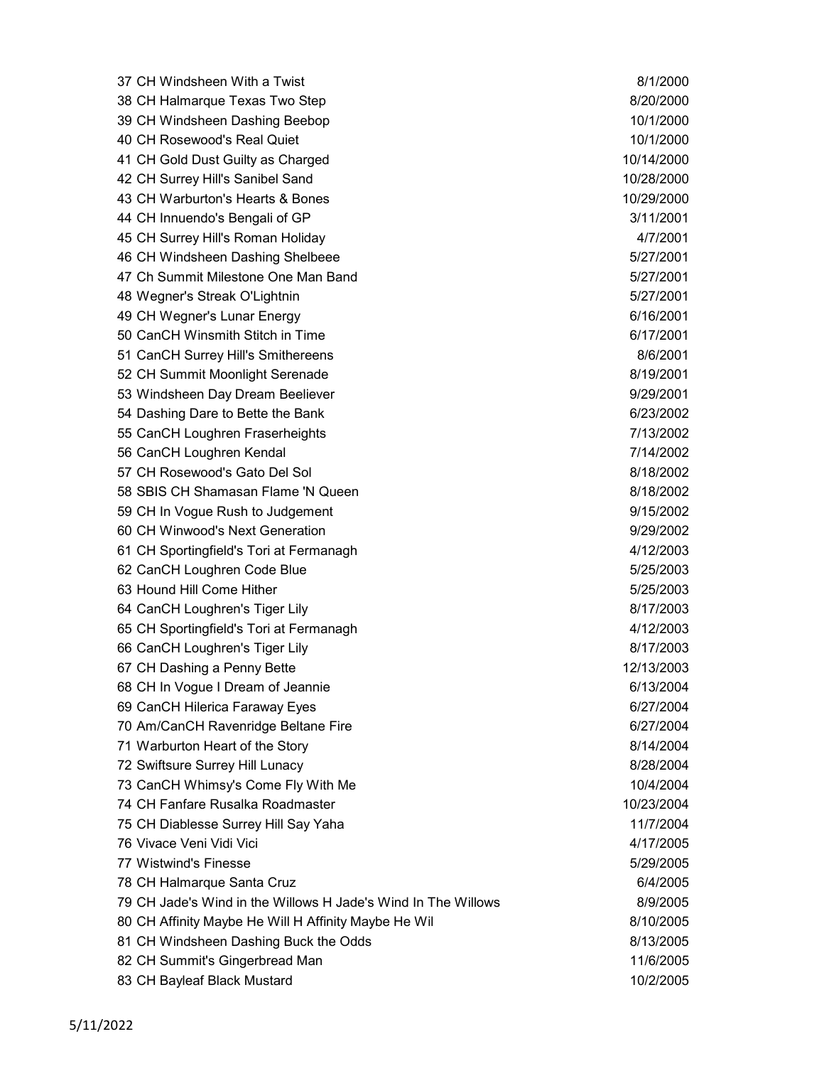| | |
|---|---|
| 37 CH Windsheen With a Twist | 8/1/2000 |
| 38 CH Halmarque Texas Two Step | 8/20/2000 |
| 39 CH Windsheen Dashing Beebop | 10/1/2000 |
| 40 CH Rosewood's Real Quiet | 10/1/2000 |
| 41 CH Gold Dust Guilty as Charged | 10/14/2000 |
| 42 CH Surrey Hill's Sanibel Sand | 10/28/2000 |
| 43 CH Warburton's Hearts & Bones | 10/29/2000 |
| 44 CH Innuendo's Bengali of GP | 3/11/2001 |
| 45 CH Surrey Hill's Roman Holiday | 4/7/2001 |
| 46 CH Windsheen Dashing Shelbeee | 5/27/2001 |
| 47 Ch Summit Milestone One Man Band | 5/27/2001 |
| 48 Wegner's Streak O'Lightnin | 5/27/2001 |
| 49 CH Wegner's Lunar Energy | 6/16/2001 |
| 50 CanCH Winsmith Stitch in Time | 6/17/2001 |
| 51 CanCH Surrey Hill's Smithereens | 8/6/2001 |
| 52 CH Summit Moonlight Serenade | 8/19/2001 |
| 53 Windsheen Day Dream Beeliever | 9/29/2001 |
| 54 Dashing Dare to Bette the Bank | 6/23/2002 |
| 55 CanCH Loughren Fraserheights | 7/13/2002 |
| 56 CanCH Loughren Kendal | 7/14/2002 |
| 57 CH Rosewood's Gato Del Sol | 8/18/2002 |
| 58 SBIS CH Shamasan Flame 'N Queen | 8/18/2002 |
| 59 CH In Vogue Rush to Judgement | 9/15/2002 |
| 60 CH Winwood's Next Generation | 9/29/2002 |
| 61 CH Sportingfield's Tori at Fermanagh | 4/12/2003 |
| 62 CanCH Loughren Code Blue | 5/25/2003 |
| 63 Hound Hill Come Hither | 5/25/2003 |
| 64 CanCH Loughren's Tiger Lily | 8/17/2003 |
| 65 CH Sportingfield's Tori at Fermanagh | 4/12/2003 |
| 66 CanCH Loughren's Tiger Lily | 8/17/2003 |
| 67 CH Dashing a Penny Bette | 12/13/2003 |
| 68 CH In Vogue I Dream of Jeannie | 6/13/2004 |
| 69 CanCH Hilerica Faraway Eyes | 6/27/2004 |
| 70 Am/CanCH Ravenridge Beltane Fire | 6/27/2004 |
| 71 Warburton Heart of the Story | 8/14/2004 |
| 72 Swiftsure Surrey Hill Lunacy | 8/28/2004 |
| 73 CanCH Whimsy's Come Fly With Me | 10/4/2004 |
| 74 CH Fanfare Rusalka Roadmaster | 10/23/2004 |
| 75 CH Diablesse Surrey Hill Say Yaha | 11/7/2004 |
| 76 Vivace Veni Vidi Vici | 4/17/2005 |
| 77 Wistwind's Finesse | 5/29/2005 |
| 78 CH Halmarque Santa Cruz | 6/4/2005 |
| 79 CH Jade's Wind in the Willows H Jade's Wind In The Willows | 8/9/2005 |
| 80 CH Affinity Maybe He Will H Affinity Maybe He Wil | 8/10/2005 |
| 81 CH Windsheen Dashing Buck the Odds | 8/13/2005 |
| 82 CH Summit's Gingerbread Man | 11/6/2005 |
| 83 CH Bayleaf Black Mustard | 10/2/2005 |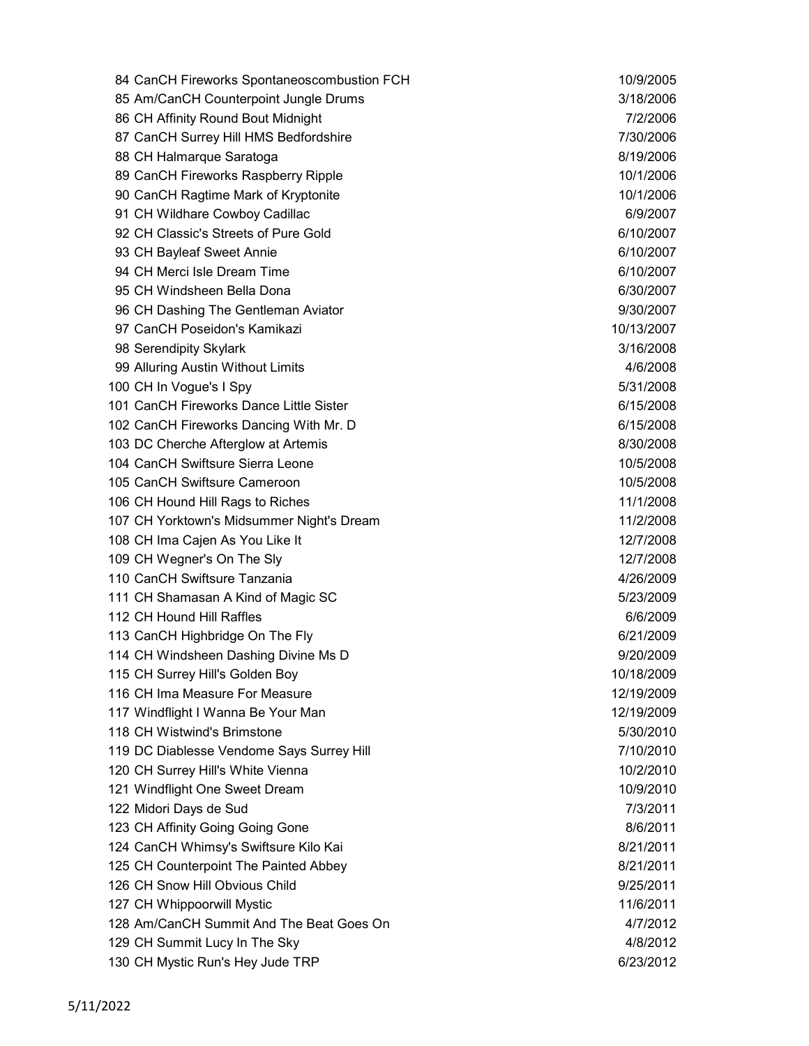| | | |
|---|---|---|
| 84 | CanCH Fireworks Spontaneoscombustion FCH | 10/9/2005 |
| 85 | Am/CanCH Counterpoint Jungle Drums | 3/18/2006 |
| 86 | CH Affinity Round Bout Midnight | 7/2/2006 |
| 87 | CanCH Surrey Hill HMS Bedfordshire | 7/30/2006 |
| 88 | CH Halmarque Saratoga | 8/19/2006 |
| 89 | CanCH Fireworks Raspberry Ripple | 10/1/2006 |
| 90 | CanCH Ragtime Mark of Kryptonite | 10/1/2006 |
| 91 | CH Wildhare Cowboy Cadillac | 6/9/2007 |
| 92 | CH Classic's Streets of Pure Gold | 6/10/2007 |
| 93 | CH Bayleaf Sweet Annie | 6/10/2007 |
| 94 | CH Merci Isle Dream Time | 6/10/2007 |
| 95 | CH Windsheen Bella Dona | 6/30/2007 |
| 96 | CH Dashing The Gentleman Aviator | 9/30/2007 |
| 97 | CanCH Poseidon's Kamikazi | 10/13/2007 |
| 98 | Serendipity Skylark | 3/16/2008 |
| 99 | Alluring Austin Without Limits | 4/6/2008 |
| 100 | CH In Vogue's I Spy | 5/31/2008 |
| 101 | CanCH Fireworks Dance Little Sister | 6/15/2008 |
| 102 | CanCH Fireworks Dancing With Mr. D | 6/15/2008 |
| 103 | DC Cherche Afterglow at Artemis | 8/30/2008 |
| 104 | CanCH Swiftsure Sierra Leone | 10/5/2008 |
| 105 | CanCH Swiftsure Cameroon | 10/5/2008 |
| 106 | CH Hound Hill Rags to Riches | 11/1/2008 |
| 107 | CH Yorktown's Midsummer Night's Dream | 11/2/2008 |
| 108 | CH Ima Cajen As You Like It | 12/7/2008 |
| 109 | CH Wegner's On The Sly | 12/7/2008 |
| 110 | CanCH Swiftsure Tanzania | 4/26/2009 |
| 111 | CH Shamasan A Kind of Magic SC | 5/23/2009 |
| 112 | CH Hound Hill Raffles | 6/6/2009 |
| 113 | CanCH Highbridge On The Fly | 6/21/2009 |
| 114 | CH Windsheen Dashing Divine Ms D | 9/20/2009 |
| 115 | CH Surrey Hill's Golden Boy | 10/18/2009 |
| 116 | CH Ima Measure For Measure | 12/19/2009 |
| 117 | Windflight I Wanna Be Your Man | 12/19/2009 |
| 118 | CH Wistwind's Brimstone | 5/30/2010 |
| 119 | DC Diablesse Vendome Says Surrey Hill | 7/10/2010 |
| 120 | CH Surrey Hill's White Vienna | 10/2/2010 |
| 121 | Windflight One Sweet Dream | 10/9/2010 |
| 122 | Midori Days de Sud | 7/3/2011 |
| 123 | CH Affinity Going Going Gone | 8/6/2011 |
| 124 | CanCH Whimsy's Swiftsure Kilo Kai | 8/21/2011 |
| 125 | CH Counterpoint The Painted Abbey | 8/21/2011 |
| 126 | CH Snow Hill Obvious Child | 9/25/2011 |
| 127 | CH Whippoorwill Mystic | 11/6/2011 |
| 128 | Am/CanCH Summit And The Beat Goes On | 4/7/2012 |
| 129 | CH Summit Lucy In The Sky | 4/8/2012 |
| 130 | CH Mystic Run's Hey Jude TRP | 6/23/2012 |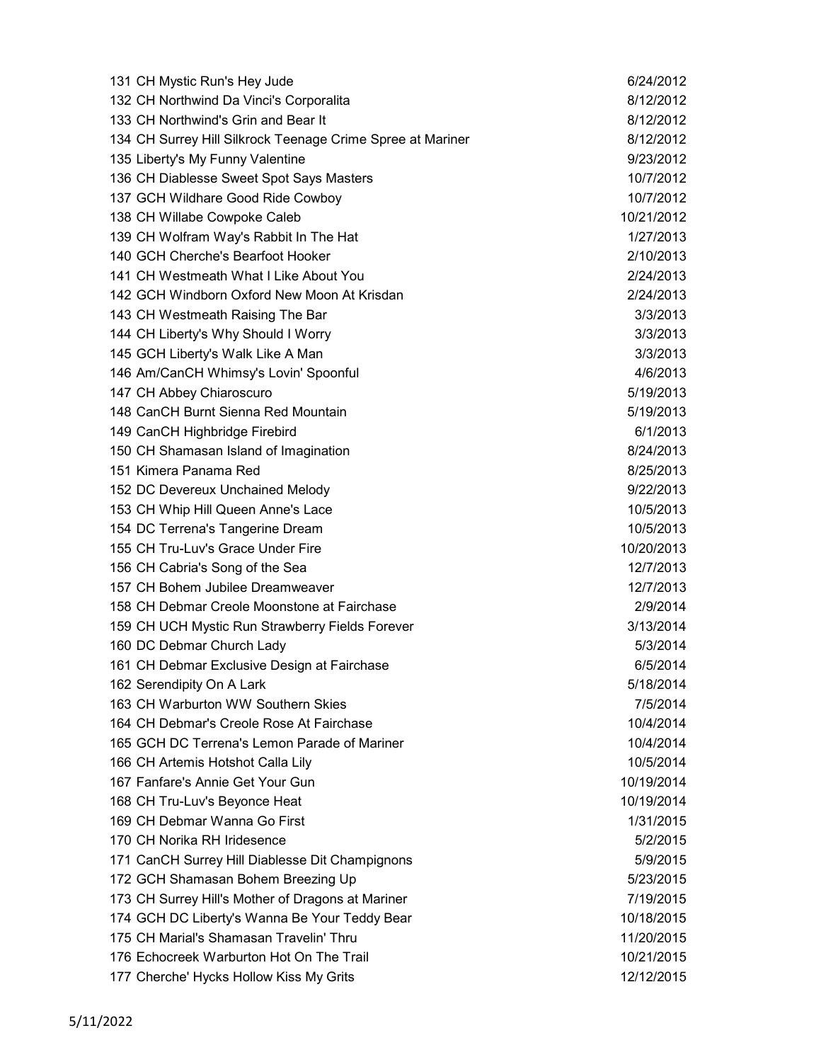| | |
|---|---|
| 131 CH Mystic Run's Hey Jude | 6/24/2012 |
| 132 CH Northwind Da Vinci's Corporalita | 8/12/2012 |
| 133 CH Northwind's Grin and Bear It | 8/12/2012 |
| 134 CH Surrey Hill Silkrock Teenage Crime Spree at Mariner | 8/12/2012 |
| 135 Liberty's My Funny Valentine | 9/23/2012 |
| 136 CH Diablesse Sweet Spot Says Masters | 10/7/2012 |
| 137 GCH Wildhare Good Ride Cowboy | 10/7/2012 |
| 138 CH Willabe Cowpoke Caleb | 10/21/2012 |
| 139 CH Wolfram Way's Rabbit In The Hat | 1/27/2013 |
| 140 GCH Cherche's Bearfoot Hooker | 2/10/2013 |
| 141 CH Westmeath What I Like About You | 2/24/2013 |
| 142 GCH Windborn Oxford New Moon At Krisdan | 2/24/2013 |
| 143 CH Westmeath Raising The Bar | 3/3/2013 |
| 144 CH Liberty's Why Should I Worry | 3/3/2013 |
| 145 GCH Liberty's Walk Like A Man | 3/3/2013 |
| 146 Am/CanCH Whimsy's Lovin' Spoonful | 4/6/2013 |
| 147 CH Abbey Chiaroscuro | 5/19/2013 |
| 148 CanCH Burnt Sienna Red Mountain | 5/19/2013 |
| 149 CanCH Highbridge Firebird | 6/1/2013 |
| 150 CH Shamasan Island of Imagination | 8/24/2013 |
| 151 Kimera Panama Red | 8/25/2013 |
| 152 DC Devereux Unchained Melody | 9/22/2013 |
| 153 CH Whip Hill Queen Anne's Lace | 10/5/2013 |
| 154 DC Terrena's Tangerine Dream | 10/5/2013 |
| 155 CH Tru-Luv's Grace Under Fire | 10/20/2013 |
| 156 CH Cabria's Song of the Sea | 12/7/2013 |
| 157 CH Bohem Jubilee Dreamweaver | 12/7/2013 |
| 158 CH Debmar Creole Moonstone at Fairchase | 2/9/2014 |
| 159 CH UCH Mystic Run Strawberry Fields Forever | 3/13/2014 |
| 160 DC Debmar Church Lady | 5/3/2014 |
| 161 CH Debmar Exclusive Design at Fairchase | 6/5/2014 |
| 162 Serendipity On A Lark | 5/18/2014 |
| 163 CH Warburton WW Southern Skies | 7/5/2014 |
| 164 CH Debmar's Creole Rose At Fairchase | 10/4/2014 |
| 165 GCH DC Terrena's Lemon Parade of Mariner | 10/4/2014 |
| 166 CH Artemis Hotshot Calla Lily | 10/5/2014 |
| 167 Fanfare's Annie Get Your Gun | 10/19/2014 |
| 168 CH Tru-Luv's Beyonce Heat | 10/19/2014 |
| 169 CH Debmar Wanna Go First | 1/31/2015 |
| 170 CH Norika RH Iridesence | 5/2/2015 |
| 171 CanCH Surrey Hill Diablesse Dit Champignons | 5/9/2015 |
| 172 GCH Shamasan Bohem Breezing Up | 5/23/2015 |
| 173 CH Surrey Hill's Mother of Dragons at Mariner | 7/19/2015 |
| 174 GCH DC Liberty's Wanna Be Your Teddy Bear | 10/18/2015 |
| 175 CH Marial's Shamasan Travelin' Thru | 11/20/2015 |
| 176 Echocreek Warburton Hot On The Trail | 10/21/2015 |
| 177 Cherche' Hycks Hollow Kiss My Grits | 12/12/2015 |

5/11/2022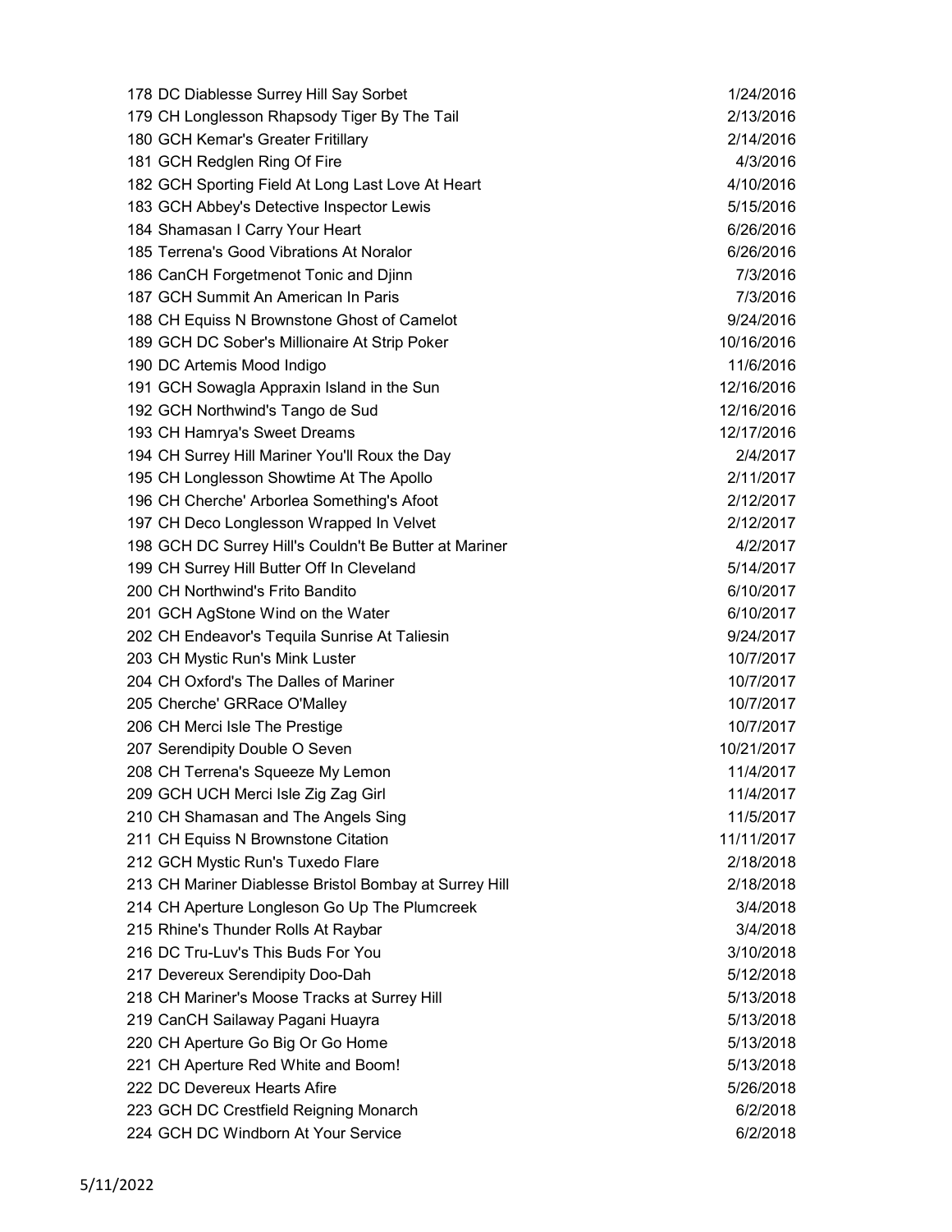| | |
|---|---|
| 178 DC Diablesse Surrey Hill Say Sorbet | 1/24/2016 |
| 179 CH Longlesson Rhapsody Tiger By The Tail | 2/13/2016 |
| 180 GCH Kemar's Greater Fritillary | 2/14/2016 |
| 181 GCH Redglen Ring Of Fire | 4/3/2016 |
| 182 GCH Sporting Field At Long Last Love At Heart | 4/10/2016 |
| 183 GCH Abbey's Detective Inspector Lewis | 5/15/2016 |
| 184 Shamasan I Carry Your Heart | 6/26/2016 |
| 185 Terrena's Good Vibrations At Noralor | 6/26/2016 |
| 186 CanCH Forgetmenot Tonic and Djinn | 7/3/2016 |
| 187 GCH Summit An American In Paris | 7/3/2016 |
| 188 CH Equiss N Brownstone Ghost of Camelot | 9/24/2016 |
| 189 GCH DC Sober's Millionaire At Strip Poker | 10/16/2016 |
| 190 DC Artemis Mood Indigo | 11/6/2016 |
| 191 GCH Sowagla Appraxin Island in the Sun | 12/16/2016 |
| 192 GCH Northwind's Tango de Sud | 12/16/2016 |
| 193 CH Hamrya's Sweet Dreams | 12/17/2016 |
| 194 CH Surrey Hill Mariner You'll Roux the Day | 2/4/2017 |
| 195 CH Longlesson Showtime At The Apollo | 2/11/2017 |
| 196 CH Cherche' Arborlea Something's Afoot | 2/12/2017 |
| 197 CH Deco Longlesson Wrapped In Velvet | 2/12/2017 |
| 198 GCH DC Surrey Hill's Couldn't Be Butter at Mariner | 4/2/2017 |
| 199 CH Surrey Hill Butter Off In Cleveland | 5/14/2017 |
| 200 CH Northwind's Frito Bandito | 6/10/2017 |
| 201 GCH AgStone Wind on the Water | 6/10/2017 |
| 202 CH Endeavor's Tequila Sunrise At Taliesin | 9/24/2017 |
| 203 CH Mystic Run's Mink Luster | 10/7/2017 |
| 204 CH Oxford's The Dalles of Mariner | 10/7/2017 |
| 205 Cherche' GRRace O'Malley | 10/7/2017 |
| 206 CH Merci Isle The Prestige | 10/7/2017 |
| 207 Serendipity Double O Seven | 10/21/2017 |
| 208 CH Terrena's Squeeze My Lemon | 11/4/2017 |
| 209 GCH UCH Merci Isle Zig Zag Girl | 11/4/2017 |
| 210 CH Shamasan and The Angels Sing | 11/5/2017 |
| 211 CH Equiss N Brownstone Citation | 11/11/2017 |
| 212 GCH Mystic Run's Tuxedo Flare | 2/18/2018 |
| 213 CH Mariner Diablesse Bristol Bombay at Surrey Hill | 2/18/2018 |
| 214 CH Aperture Longleson Go Up The Plumcreek | 3/4/2018 |
| 215 Rhine's Thunder Rolls At Raybar | 3/4/2018 |
| 216 DC Tru-Luv's This Buds For You | 3/10/2018 |
| 217 Devereux Serendipity Doo-Dah | 5/12/2018 |
| 218 CH Mariner's Moose Tracks at Surrey Hill | 5/13/2018 |
| 219 CanCH Sailaway Pagani Huayra | 5/13/2018 |
| 220 CH Aperture Go Big Or Go Home | 5/13/2018 |
| 221 CH Aperture Red White and Boom! | 5/13/2018 |
| 222 DC Devereux Hearts Afire | 5/26/2018 |
| 223 GCH DC Crestfield Reigning Monarch | 6/2/2018 |
| 224 GCH DC Windborn At Your Service | 6/2/2018 |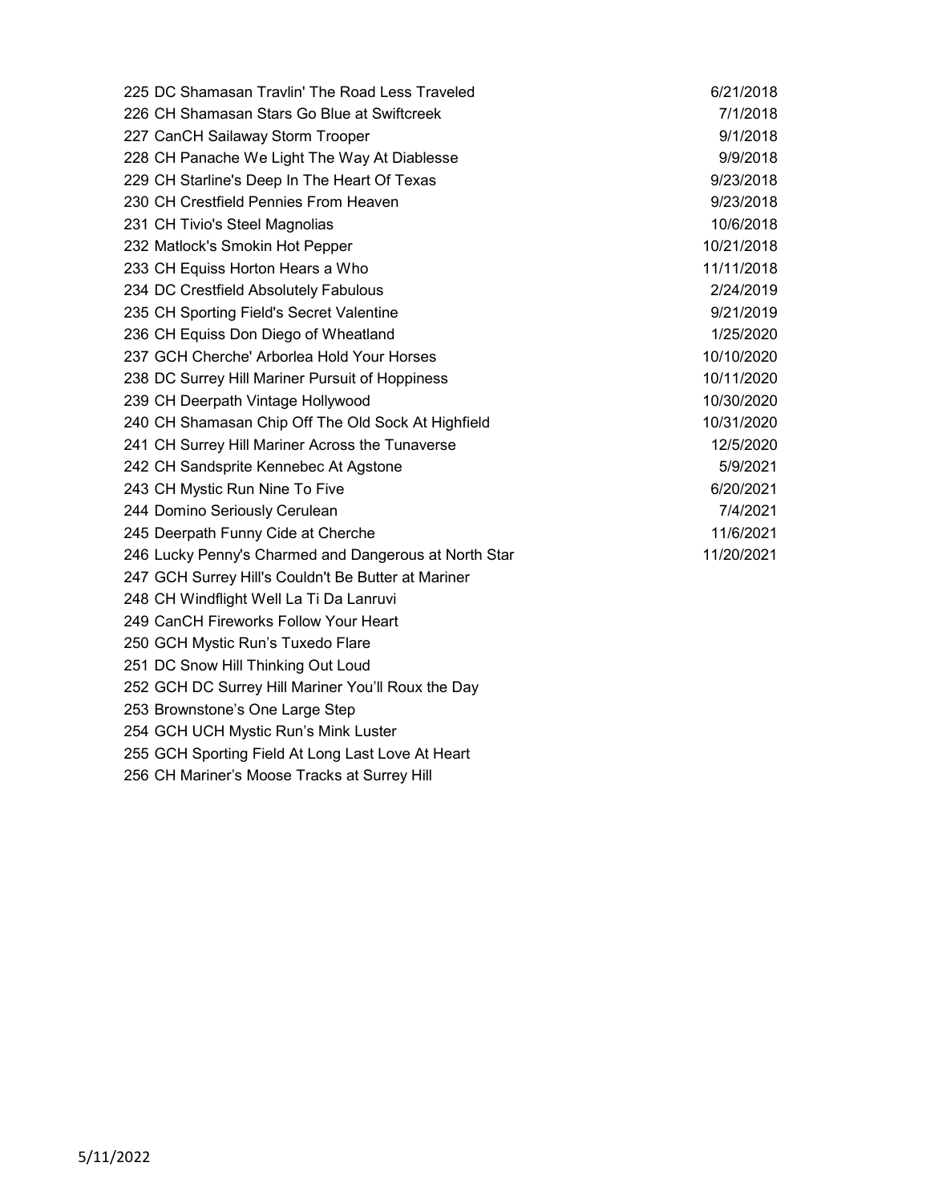| | | |
|---|---|---|
| 225 | DC Shamasan Travlin' The Road Less Traveled | 6/21/2018 |
| 226 | CH Shamasan Stars Go Blue at Swiftcreek | 7/1/2018 |
| 227 | CanCH Sailaway Storm Trooper | 9/1/2018 |
| 228 | CH Panache We Light The Way At Diablesse | 9/9/2018 |
| 229 | CH Starline's Deep In The Heart Of Texas | 9/23/2018 |
| 230 | CH Crestfield Pennies From Heaven | 9/23/2018 |
| 231 | CH Tivio's Steel Magnolias | 10/6/2018 |
| 232 | Matlock's Smokin Hot Pepper | 10/21/2018 |
| 233 | CH Equiss Horton Hears a Who | 11/11/2018 |
| 234 | DC Crestfield Absolutely Fabulous | 2/24/2019 |
| 235 | CH Sporting Field's Secret Valentine | 9/21/2019 |
| 236 | CH Equiss Don Diego of Wheatland | 1/25/2020 |
| 237 | GCH Cherche' Arborlea Hold Your Horses | 10/10/2020 |
| 238 | DC Surrey Hill Mariner Pursuit of Hoppiness | 10/11/2020 |
| 239 | CH Deerpath Vintage Hollywood | 10/30/2020 |
| 240 | CH Shamasan Chip Off The Old Sock At Highfield | 10/31/2020 |
| 241 | CH Surrey Hill Mariner Across the Tunaverse | 12/5/2020 |
| 242 | CH Sandsprite Kennebec At Agstone | 5/9/2021 |
| 243 | CH Mystic Run Nine To Five | 6/20/2021 |
| 244 | Domino Seriously Cerulean | 7/4/2021 |
| 245 | Deerpath Funny Cide at Cherche | 11/6/2021 |
| 246 | Lucky Penny's Charmed and Dangerous at North Star | 11/20/2021 |
| 247 | GCH Surrey Hill's Couldn't Be Butter at Mariner | |
| 248 | CH Windflight Well La Ti Da Lanruvi | |
| 249 | CanCH Fireworks Follow Your Heart | |
| 250 | GCH Mystic Run's Tuxedo Flare | |
| 251 | DC Snow Hill Thinking Out Loud | |
| 252 | GCH DC Surrey Hill Mariner You'll Roux the Day | |
| 253 | Brownstone's One Large Step | |
| 254 | GCH UCH Mystic Run's Mink Luster | |
| 255 | GCH Sporting Field At Long Last Love At Heart | |
| 256 | CH Mariner's Moose Tracks at Surrey Hill | |